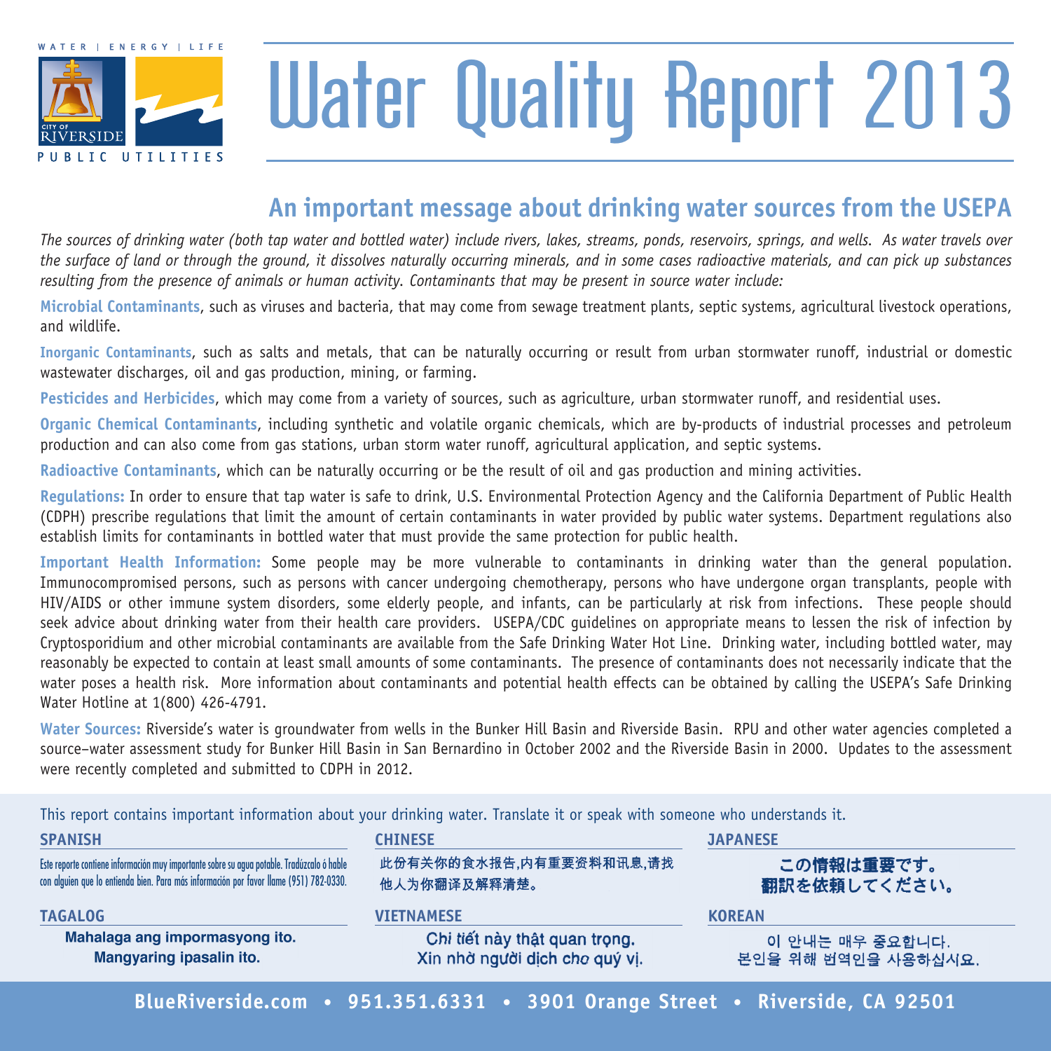WATER | ENERGY | LIFE

CITY OF RIVERSIDE PUBLIC UTILITIES

# Water Quality Report 2013

## An important message about drinking water sources from the USEPA

*The sources of drinking water (both tap water and bottled water) include rivers, lakes, streams, ponds, reservoirs, springs, and wells. As water travels over the surface of land or through the ground, it dissolves naturally occurring minerals, and in some cases radioactive materials, and can pick up substances resulting from the presence of animals or human activity. Contaminants that may be present in source water include:*

**Microbial Contaminants**, such as viruses and bacteria, that may come from sewage treatment plants, septic systems, agricultural livestock operations, and wildlife.

**Inorganic Contaminants**, such as salts and metals, that can be naturally occurring or result from urban stormwater runoff, industrial or domestic wastewater discharges, oil and gas production, mining, or farming.

**Pesticides and Herbicides**, which may come from a variety of sources, such as agriculture, urban stormwater runoff, and residential uses.

**Organic Chemical Contaminants**, including synthetic and volatile organic chemicals, which are by-products of industrial processes and petroleum production and can also come from gas stations, urban storm water runoff, agricultural application, and septic systems.

**Radioactive Contaminants**, which can be naturally occurring or be the result of oil and gas production and mining activities.

**Regulations:** In order to ensure that tap water is safe to drink, U.S. Environmental Protection Agency and the California Department of Public Health (CDPH) prescribe regulations that limit the amount of certain contaminants in water provided by public water systems. Department regulations also establish limits for contaminants in bottled water that must provide the same protection for public health.

**Important Health Information:** Some people may be more vulnerable to contaminants in drinking water than the general population. Immunocompromised persons, such as persons with cancer undergoing chemotherapy, persons who have undergone organ transplants, people with HIV/AIDS or other immune system disorders, some elderly people, and infants, can be particularly at risk from infections. These people should seek advice about drinking water from their health care providers. USEPA/CDC guidelines on appropriate means to lessen the risk of infection by Cryptosporidium and other microbial contaminants are available from the Safe Drinking Water Hot Line. Drinking water, including bottled water, may reasonably be expected to contain at least small amounts of some contaminants. The presence of contaminants does not necessarily indicate that the water poses a health risk. More information about contaminants and potential health effects can be obtained by calling the USEPA's Safe Drinking Water Hotline at 1(800) 426-4791.

**Water Sources:** Riverside's water is groundwater from wells in the Bunker Hill Basin and Riverside Basin. RPU and other water agencies completed a source–water assessment study for Bunker Hill Basin in San Bernardino in October 2002 and the Riverside Basin in 2000. Updates to the assessment were recently completed and submitted to CDPH in 2012.

This report contains important information about your drinking water. Translate it or speak with someone who understands it.

**SPANISH**

Este reporte contiene información muy importante sobre su agua potable. Tradúzcalo ó hable con alguien que lo entienda bien. Para más información por favor llame (951) 782-0330.

**CHINESE**

此份有关你的食水报告,内有重要资料和讯息,请找他人为你翻译及解释清楚。

**JAPANESE**

この情報は重要です。
翻訳を依頼してください。

**TAGALOG**

Mahalaga ang impormasyong ito.
Mangyaring ipasalin ito.

**VIETNAMESE**

Chi tiết này thật quan trọng.
Xin nhờ người dịch cho quý vị.

**KOREAN**

이 안내는 매우 중요합니다.
본인을 위해 번역인을 사용하십시요.

**BlueRiverside.com • 951.351.6331 • 3901 Orange Street • Riverside, CA 92501**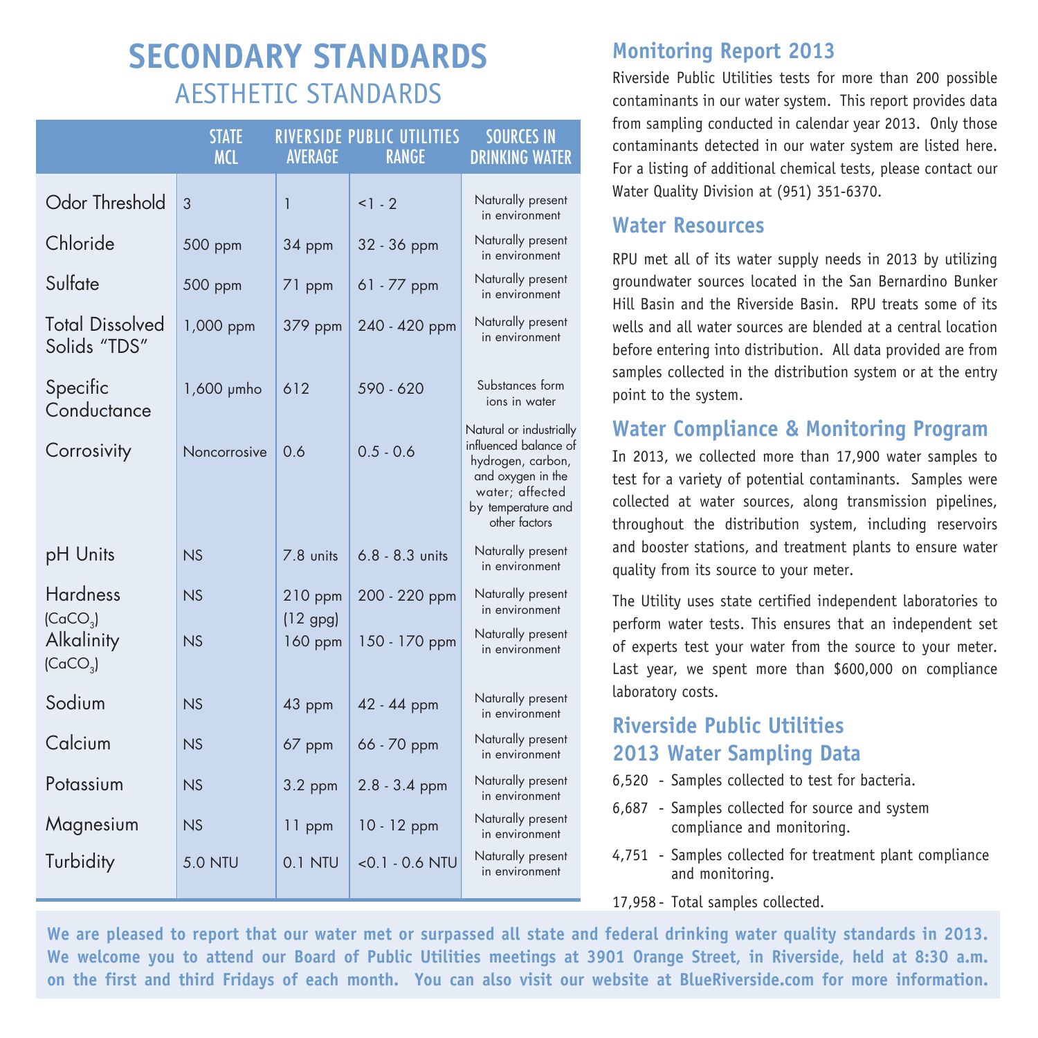# SECONDARY STANDARDS

## AESTHETIC STANDARDS

| | STATE MCL | RIVERSIDE PUBLIC UTILITIES AVERAGE | RIVERSIDE PUBLIC UTILITIES RANGE | SOURCES IN DRINKING WATER |
|---|---|---|---|---|
| Odor Threshold | 3 | 1 | <1 - 2 | Naturally present in environment |
| Chloride | 500 ppm | 34 ppm | 32 - 36 ppm | Naturally present in environment |
| Sulfate | 500 ppm | 71 ppm | 61 - 77 ppm | Naturally present in environment |
| Total Dissolved Solids "TDS" | 1,000 ppm | 379 ppm | 240 - 420 ppm | Naturally present in environment |
| Specific Conductance | 1,600 µmho | 612 | 590 - 620 | Substances form ions in water |
| Corrosivity | Noncorrosive | 0.6 | 0.5 - 0.6 | Natural or industrially influenced balance of hydrogen, carbon, and oxygen in the water; affected by temperature and other factors |
| pH Units | NS | 7.8 units | 6.8 - 8.3 units | Naturally present in environment |
| Hardness ($CaCO_3$) | NS | 210 ppm (12 gpg) | 200 - 220 ppm | Naturally present in environment |
| Alkalinity ($CaCO_3$) | NS | 160 ppm | 150 - 170 ppm | Naturally present in environment |
| Sodium | NS | 43 ppm | 42 - 44 ppm | Naturally present in environment |
| Calcium | NS | 67 ppm | 66 - 70 ppm | Naturally present in environment |
| Potassium | NS | 3.2 ppm | 2.8 - 3.4 ppm | Naturally present in environment |
| Magnesium | NS | 11 ppm | 10 - 12 ppm | Naturally present in environment |
| Turbidity | 5.0 NTU | 0.1 NTU | <0.1 - 0.6 NTU | Naturally present in environment |

## Monitoring Report 2013

Riverside Public Utilities tests for more than 200 possible contaminants in our water system. This report provides data from sampling conducted in calendar year 2013. Only those contaminants detected in our water system are listed here. For a listing of additional chemical tests, please contact our Water Quality Division at (951) 351-6370.

## Water Resources

RPU met all of its water supply needs in 2013 by utilizing groundwater sources located in the San Bernardino Bunker Hill Basin and the Riverside Basin. RPU treats some of its wells and all water sources are blended at a central location before entering into distribution. All data provided are from samples collected in the distribution system or at the entry point to the system.

## Water Compliance & Monitoring Program

In 2013, we collected more than 17,900 water samples to test for a variety of potential contaminants. Samples were collected at water sources, along transmission pipelines, throughout the distribution system, including reservoirs and booster stations, and treatment plants to ensure water quality from its source to your meter.

The Utility uses state certified independent laboratories to perform water tests. This ensures that an independent set of experts test your water from the source to your meter. Last year, we spent more than $600,000 on compliance laboratory costs.

## Riverside Public Utilities 2013 Water Sampling Data

- 6,520 - Samples collected to test for bacteria.
- 6,687 - Samples collected for source and system compliance and monitoring.
- 4,751 - Samples collected for treatment plant compliance and monitoring.
- 17,958 - Total samples collected.

**We are pleased to report that our water met or surpassed all state and federal drinking water quality standards in 2013. We welcome you to attend our Board of Public Utilities meetings at 3901 Orange Street, in Riverside, held at 8:30 a.m. on the first and third Fridays of each month. You can also visit our website at BlueRiverside.com for more information.**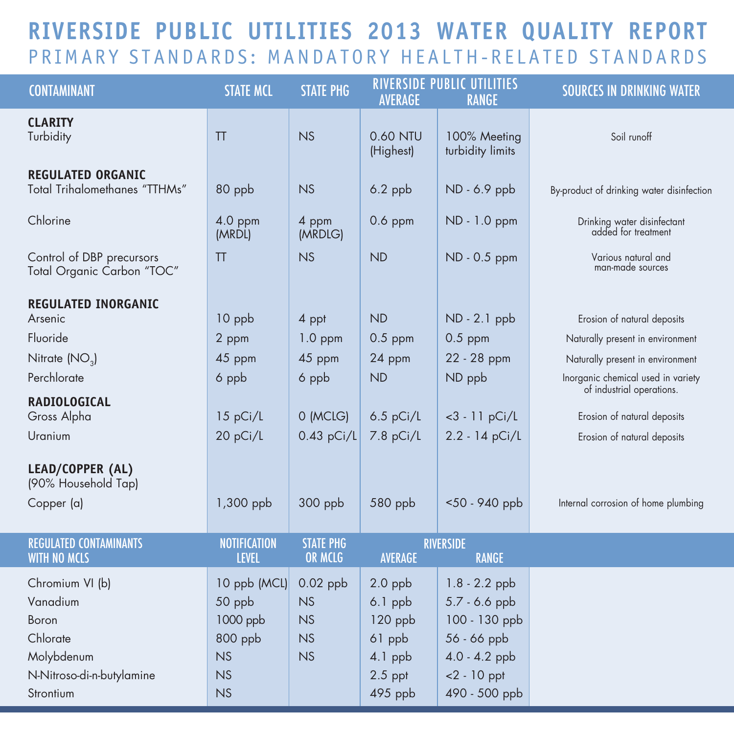# RIVERSIDE PUBLIC UTILITIES 2013 WATER QUALITY REPORT

## PRIMARY STANDARDS: MANDATORY HEALTH-RELATED STANDARDS

| CONTAMINANT | STATE MCL | STATE PHG | RIVERSIDE PUBLIC UTILITIES AVERAGE | RIVERSIDE PUBLIC UTILITIES RANGE | SOURCES IN DRINKING WATER |
|---|---|---|---|---|---|
| **CLARITY** | | | | | |
| Turbidity | TT | NS | 0.60 NTU (Highest) | 100% Meeting turbidity limits | Soil runoff |
| **REGULATED ORGANIC** | | | | | |
| Total Trihalomethanes "TTHMs" | 80 ppb | NS | 6.2 ppb | ND - 6.9 ppb | By-product of drinking water disinfection |
| Chlorine | 4.0 ppm (MRDL) | 4 ppm (MRDLG) | 0.6 ppm | ND - 1.0 ppm | Drinking water disinfectant added for treatment |
| Control of DBP precursors Total Organic Carbon "TOC" | TT | NS | ND | ND - 0.5 ppm | Various natural and man-made sources |
| **REGULATED INORGANIC** | | | | | |
| Arsenic | 10 ppb | 4 ppt | ND | ND - 2.1 ppb | Erosion of natural deposits |
| Fluoride | 2 ppm | 1.0 ppm | 0.5 ppm | 0.5 ppm | Naturally present in environment |
| Nitrate ($NO_3$) | 45 ppm | 45 ppm | 24 ppm | 22 - 28 ppm | Naturally present in environment |
| Perchlorate | 6 ppb | 6 ppb | ND | ND ppb | Inorganic chemical used in variety of industrial operations. |
| **RADIOLOGICAL** | | | | | |
| Gross Alpha | 15 pCi/L | 0 (MCLG) | 6.5 pCi/L | <3 - 11 pCi/L | Erosion of natural deposits |
| Uranium | 20 pCi/L | 0.43 pCi/L | 7.8 pCi/L | 2.2 - 14 pCi/L | Erosion of natural deposits |
| **LEAD/COPPER (AL)** (90% Household Tap) | | | | | |
| Copper (a) | 1,300 ppb | 300 ppb | 580 ppb | <50 - 940 ppb | Internal corrosion of home plumbing |

| REGULATED CONTAMINANTS WITH NO MCLS | NOTIFICATION LEVEL | STATE PHG OR MCLG | RIVERSIDE AVERAGE | RIVERSIDE RANGE |
|---|---|---|---|---|
| Chromium VI (b) | 10 ppb (MCL) | 0.02 ppb | 2.0 ppb | 1.8 - 2.2 ppb |
| Vanadium | 50 ppb | NS | 6.1 ppb | 5.7 - 6.6 ppb |
| Boron | 1000 ppb | NS | 120 ppb | 100 - 130 ppb |
| Chlorate | 800 ppb | NS | 61 ppb | 56 - 66 ppb |
| Molybdenum | NS | NS | 4.1 ppb | 4.0 - 4.2 ppb |
| N-Nitroso-di-n-butylamine | NS | | 2.5 ppt | <2 - 10 ppt |
| Strontium | NS | | 495 ppb | 490 - 500 ppb |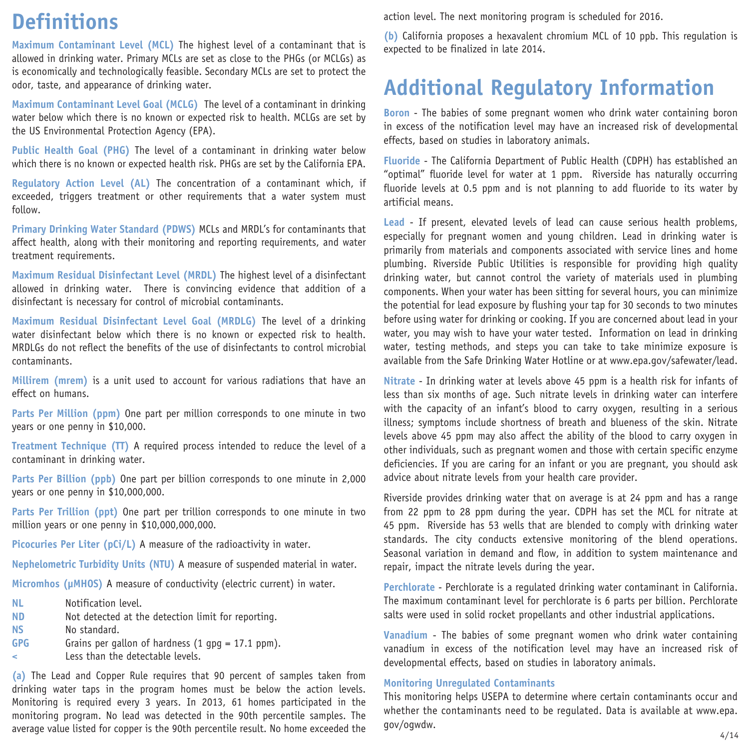# Definitions

**Maximum Contaminant Level (MCL)** The highest level of a contaminant that is allowed in drinking water. Primary MCLs are set as close to the PHGs (or MCLGs) as is economically and technologically feasible. Secondary MCLs are set to protect the odor, taste, and appearance of drinking water.

**Maximum Contaminant Level Goal (MCLG)** The level of a contaminant in drinking water below which there is no known or expected risk to health. MCLGs are set by the US Environmental Protection Agency (EPA).

**Public Health Goal (PHG)** The level of a contaminant in drinking water below which there is no known or expected health risk. PHGs are set by the California EPA.

**Regulatory Action Level (AL)** The concentration of a contaminant which, if exceeded, triggers treatment or other requirements that a water system must follow.

**Primary Drinking Water Standard (PDWS)** MCLs and MRDL's for contaminants that affect health, along with their monitoring and reporting requirements, and water treatment requirements.

**Maximum Residual Disinfectant Level (MRDL)** The highest level of a disinfectant allowed in drinking water. There is convincing evidence that addition of a disinfectant is necessary for control of microbial contaminants.

**Maximum Residual Disinfectant Level Goal (MRDLG)** The level of a drinking water disinfectant below which there is no known or expected risk to health. MRDLGs do not reflect the benefits of the use of disinfectants to control microbial contaminants.

**Millirem (mrem)** is a unit used to account for various radiations that have an effect on humans.

**Parts Per Million (ppm)** One part per million corresponds to one minute in two years or one penny in $10,000.

**Treatment Technique (TT)** A required process intended to reduce the level of a contaminant in drinking water.

**Parts Per Billion (ppb)** One part per billion corresponds to one minute in 2,000 years or one penny in $10,000,000.

**Parts Per Trillion (ppt)** One part per trillion corresponds to one minute in two million years or one penny in $10,000,000,000.

**Picocuries Per Liter (pCi/L)** A measure of the radioactivity in water.

**Nephelometric Turbidity Units (NTU)** A measure of suspended material in water.

**Micromhos (μMHOS)** A measure of conductivity (electric current) in water.

| | |
|---|---|
| **NL** | Notification level. |
| **ND** | Not detected at the detection limit for reporting. |
| **NS** | No standard. |
| **GPG** | Grains per gallon of hardness (1 gpg = 17.1 ppm). |
| **<** | Less than the detectable levels. |

**(a)** The Lead and Copper Rule requires that 90 percent of samples taken from drinking water taps in the program homes must be below the action levels. Monitoring is required every 3 years. In 2013, 61 homes participated in the monitoring program. No lead was detected in the 90th percentile samples. The average value listed for copper is the 90th percentile result. No home exceeded the action level. The next monitoring program is scheduled for 2016.

**(b)** California proposes a hexavalent chromium MCL of 10 ppb. This regulation is expected to be finalized in late 2014.

# Additional Regulatory Information

**Boron** - The babies of some pregnant women who drink water containing boron in excess of the notification level may have an increased risk of developmental effects, based on studies in laboratory animals.

**Fluoride** - The California Department of Public Health (CDPH) has established an "optimal" fluoride level for water at 1 ppm. Riverside has naturally occurring fluoride levels at 0.5 ppm and is not planning to add fluoride to its water by artificial means.

**Lead** - If present, elevated levels of lead can cause serious health problems, especially for pregnant women and young children. Lead in drinking water is primarily from materials and components associated with service lines and home plumbing. Riverside Public Utilities is responsible for providing high quality drinking water, but cannot control the variety of materials used in plumbing components. When your water has been sitting for several hours, you can minimize the potential for lead exposure by flushing your tap for 30 seconds to two minutes before using water for drinking or cooking. If you are concerned about lead in your water, you may wish to have your water tested. Information on lead in drinking water, testing methods, and steps you can take to take minimize exposure is available from the Safe Drinking Water Hotline or at www.epa.gov/safewater/lead.

**Nitrate** - In drinking water at levels above 45 ppm is a health risk for infants of less than six months of age. Such nitrate levels in drinking water can interfere with the capacity of an infant's blood to carry oxygen, resulting in a serious illness; symptoms include shortness of breath and blueness of the skin. Nitrate levels above 45 ppm may also affect the ability of the blood to carry oxygen in other individuals, such as pregnant women and those with certain specific enzyme deficiencies. If you are caring for an infant or you are pregnant, you should ask advice about nitrate levels from your health care provider.

Riverside provides drinking water that on average is at 24 ppm and has a range from 22 ppm to 28 ppm during the year. CDPH has set the MCL for nitrate at 45 ppm. Riverside has 53 wells that are blended to comply with drinking water standards. The city conducts extensive monitoring of the blend operations. Seasonal variation in demand and flow, in addition to system maintenance and repair, impact the nitrate levels during the year.

**Perchlorate** - Perchlorate is a regulated drinking water contaminant in California. The maximum contaminant level for perchlorate is 6 parts per billion. Perchlorate salts were used in solid rocket propellants and other industrial applications.

**Vanadium** - The babies of some pregnant women who drink water containing vanadium in excess of the notification level may have an increased risk of developmental effects, based on studies in laboratory animals.

**Monitoring Unregulated Contaminants**

This monitoring helps USEPA to determine where certain contaminants occur and whether the contaminants need to be regulated. Data is available at www.epa.gov/ogwdw.